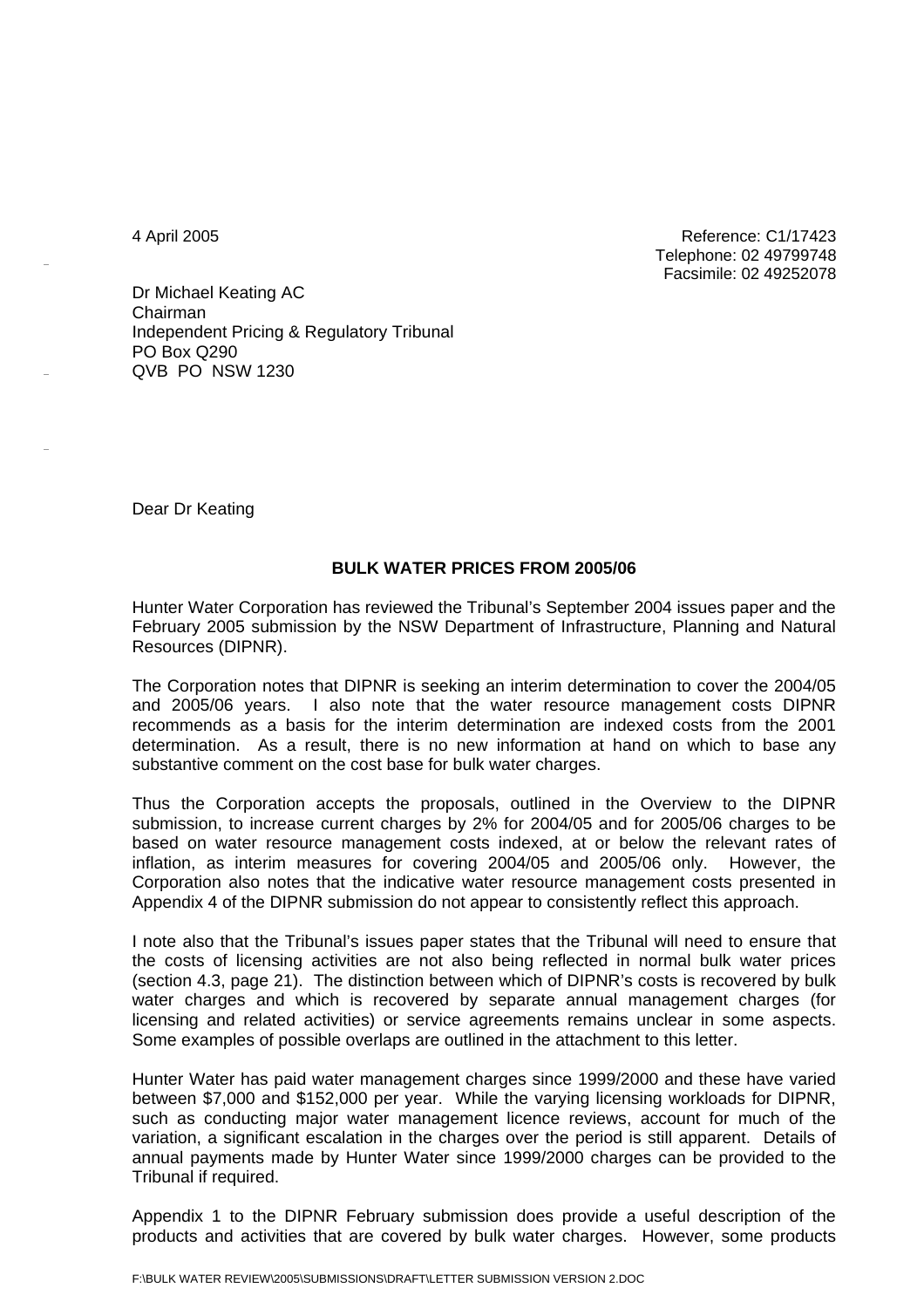4 April 2005

Reference: C1/17423
Telephone: 02 49799748
Facsimile: 02 49252078

Dr Michael Keating AC
Chairman
Independent Pricing & Regulatory Tribunal
PO Box Q290
QVB PO NSW 1230

Dear Dr Keating

**BULK WATER PRICES FROM 2005/06**

Hunter Water Corporation has reviewed the Tribunal's September 2004 issues paper and the February 2005 submission by the NSW Department of Infrastructure, Planning and Natural Resources (DIPNR).

The Corporation notes that DIPNR is seeking an interim determination to cover the 2004/05 and 2005/06 years. I also note that the water resource management costs DIPNR recommends as a basis for the interim determination are indexed costs from the 2001 determination. As a result, there is no new information at hand on which to base any substantive comment on the cost base for bulk water charges.

Thus the Corporation accepts the proposals, outlined in the Overview to the DIPNR submission, to increase current charges by 2% for 2004/05 and for 2005/06 charges to be based on water resource management costs indexed, at or below the relevant rates of inflation, as interim measures for covering 2004/05 and 2005/06 only. However, the Corporation also notes that the indicative water resource management costs presented in Appendix 4 of the DIPNR submission do not appear to consistently reflect this approach.

I note also that the Tribunal's issues paper states that the Tribunal will need to ensure that the costs of licensing activities are not also being reflected in normal bulk water prices (section 4.3, page 21). The distinction between which of DIPNR's costs is recovered by bulk water charges and which is recovered by separate annual management charges (for licensing and related activities) or service agreements remains unclear in some aspects. Some examples of possible overlaps are outlined in the attachment to this letter.

Hunter Water has paid water management charges since 1999/2000 and these have varied between $7,000 and $152,000 per year. While the varying licensing workloads for DIPNR, such as conducting major water management licence reviews, account for much of the variation, a significant escalation in the charges over the period is still apparent. Details of annual payments made by Hunter Water since 1999/2000 charges can be provided to the Tribunal if required.

Appendix 1 to the DIPNR February submission does provide a useful description of the products and activities that are covered by bulk water charges. However, some products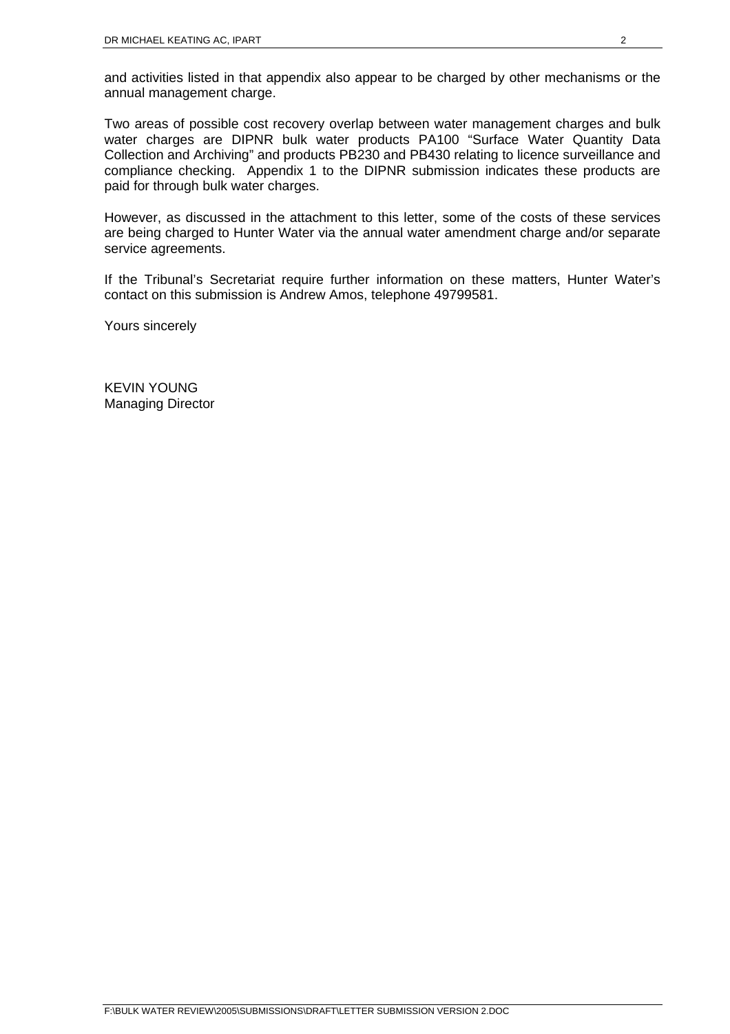and activities listed in that appendix also appear to be charged by other mechanisms or the annual management charge.

Two areas of possible cost recovery overlap between water management charges and bulk water charges are DIPNR bulk water products PA100 "Surface Water Quantity Data Collection and Archiving" and products PB230 and PB430 relating to licence surveillance and compliance checking. Appendix 1 to the DIPNR submission indicates these products are paid for through bulk water charges.

However, as discussed in the attachment to this letter, some of the costs of these services are being charged to Hunter Water via the annual water amendment charge and/or separate service agreements.

If the Tribunal's Secretariat require further information on these matters, Hunter Water's contact on this submission is Andrew Amos, telephone 49799581.

Yours sincerely

KEVIN YOUNG
Managing Director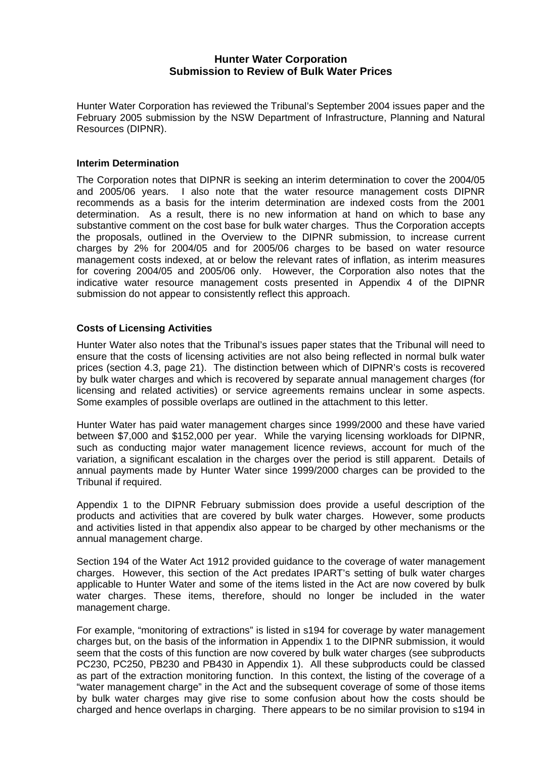# Hunter Water Corporation
## Submission to Review of Bulk Water Prices

Hunter Water Corporation has reviewed the Tribunal's September 2004 issues paper and the February 2005 submission by the NSW Department of Infrastructure, Planning and Natural Resources (DIPNR).

### Interim Determination

The Corporation notes that DIPNR is seeking an interim determination to cover the 2004/05 and 2005/06 years. I also note that the water resource management costs DIPNR recommends as a basis for the interim determination are indexed costs from the 2001 determination. As a result, there is no new information at hand on which to base any substantive comment on the cost base for bulk water charges. Thus the Corporation accepts the proposals, outlined in the Overview to the DIPNR submission, to increase current charges by 2% for 2004/05 and for 2005/06 charges to be based on water resource management costs indexed, at or below the relevant rates of inflation, as interim measures for covering 2004/05 and 2005/06 only. However, the Corporation also notes that the indicative water resource management costs presented in Appendix 4 of the DIPNR submission do not appear to consistently reflect this approach.

### Costs of Licensing Activities

Hunter Water also notes that the Tribunal's issues paper states that the Tribunal will need to ensure that the costs of licensing activities are not also being reflected in normal bulk water prices (section 4.3, page 21). The distinction between which of DIPNR's costs is recovered by bulk water charges and which is recovered by separate annual management charges (for licensing and related activities) or service agreements remains unclear in some aspects. Some examples of possible overlaps are outlined in the attachment to this letter.

Hunter Water has paid water management charges since 1999/2000 and these have varied between $7,000 and $152,000 per year. While the varying licensing workloads for DIPNR, such as conducting major water management licence reviews, account for much of the variation, a significant escalation in the charges over the period is still apparent. Details of annual payments made by Hunter Water since 1999/2000 charges can be provided to the Tribunal if required.

Appendix 1 to the DIPNR February submission does provide a useful description of the products and activities that are covered by bulk water charges. However, some products and activities listed in that appendix also appear to be charged by other mechanisms or the annual management charge.

Section 194 of the Water Act 1912 provided guidance to the coverage of water management charges. However, this section of the Act predates IPART's setting of bulk water charges applicable to Hunter Water and some of the items listed in the Act are now covered by bulk water charges. These items, therefore, should no longer be included in the water management charge.

For example, "monitoring of extractions" is listed in s194 for coverage by water management charges but, on the basis of the information in Appendix 1 to the DIPNR submission, it would seem that the costs of this function are now covered by bulk water charges (see subproducts PC230, PC250, PB230 and PB430 in Appendix 1). All these subproducts could be classed as part of the extraction monitoring function. In this context, the listing of the coverage of a "water management charge" in the Act and the subsequent coverage of some of those items by bulk water charges may give rise to some confusion about how the costs should be charged and hence overlaps in charging. There appears to be no similar provision to s194 in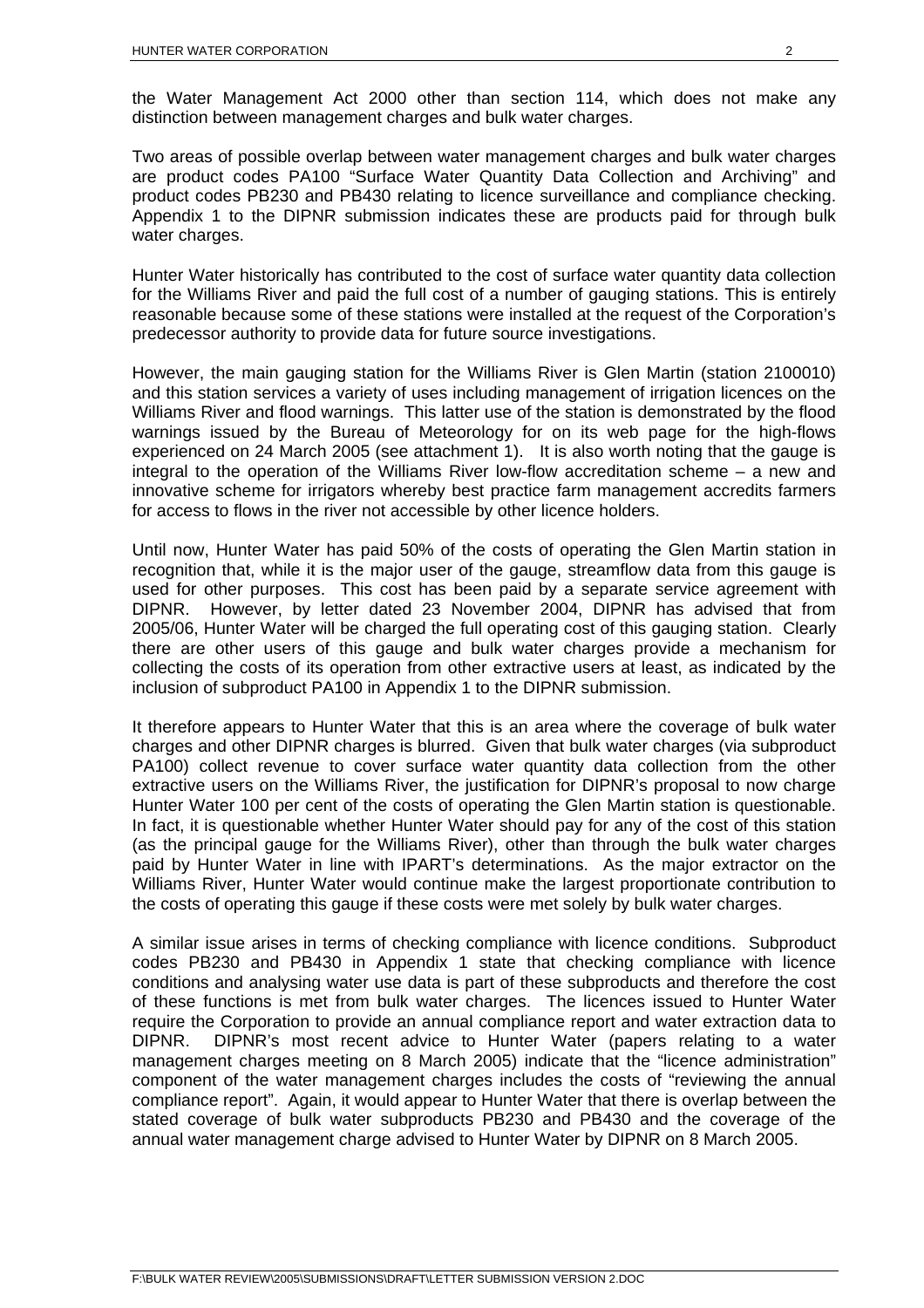the Water Management Act 2000 other than section 114, which does not make any distinction between management charges and bulk water charges.

Two areas of possible overlap between water management charges and bulk water charges are product codes PA100 "Surface Water Quantity Data Collection and Archiving" and product codes PB230 and PB430 relating to licence surveillance and compliance checking. Appendix 1 to the DIPNR submission indicates these are products paid for through bulk water charges.

Hunter Water historically has contributed to the cost of surface water quantity data collection for the Williams River and paid the full cost of a number of gauging stations. This is entirely reasonable because some of these stations were installed at the request of the Corporation's predecessor authority to provide data for future source investigations.

However, the main gauging station for the Williams River is Glen Martin (station 2100010) and this station services a variety of uses including management of irrigation licences on the Williams River and flood warnings. This latter use of the station is demonstrated by the flood warnings issued by the Bureau of Meteorology for on its web page for the high-flows experienced on 24 March 2005 (see attachment 1). It is also worth noting that the gauge is integral to the operation of the Williams River low-flow accreditation scheme – a new and innovative scheme for irrigators whereby best practice farm management accredits farmers for access to flows in the river not accessible by other licence holders.

Until now, Hunter Water has paid 50% of the costs of operating the Glen Martin station in recognition that, while it is the major user of the gauge, streamflow data from this gauge is used for other purposes. This cost has been paid by a separate service agreement with DIPNR. However, by letter dated 23 November 2004, DIPNR has advised that from 2005/06, Hunter Water will be charged the full operating cost of this gauging station. Clearly there are other users of this gauge and bulk water charges provide a mechanism for collecting the costs of its operation from other extractive users at least, as indicated by the inclusion of subproduct PA100 in Appendix 1 to the DIPNR submission.

It therefore appears to Hunter Water that this is an area where the coverage of bulk water charges and other DIPNR charges is blurred. Given that bulk water charges (via subproduct PA100) collect revenue to cover surface water quantity data collection from the other extractive users on the Williams River, the justification for DIPNR's proposal to now charge Hunter Water 100 per cent of the costs of operating the Glen Martin station is questionable. In fact, it is questionable whether Hunter Water should pay for any of the cost of this station (as the principal gauge for the Williams River), other than through the bulk water charges paid by Hunter Water in line with IPART's determinations. As the major extractor on the Williams River, Hunter Water would continue make the largest proportionate contribution to the costs of operating this gauge if these costs were met solely by bulk water charges.

A similar issue arises in terms of checking compliance with licence conditions. Subproduct codes PB230 and PB430 in Appendix 1 state that checking compliance with licence conditions and analysing water use data is part of these subproducts and therefore the cost of these functions is met from bulk water charges. The licences issued to Hunter Water require the Corporation to provide an annual compliance report and water extraction data to DIPNR. DIPNR's most recent advice to Hunter Water (papers relating to a water management charges meeting on 8 March 2005) indicate that the "licence administration" component of the water management charges includes the costs of "reviewing the annual compliance report". Again, it would appear to Hunter Water that there is overlap between the stated coverage of bulk water subproducts PB230 and PB430 and the coverage of the annual water management charge advised to Hunter Water by DIPNR on 8 March 2005.